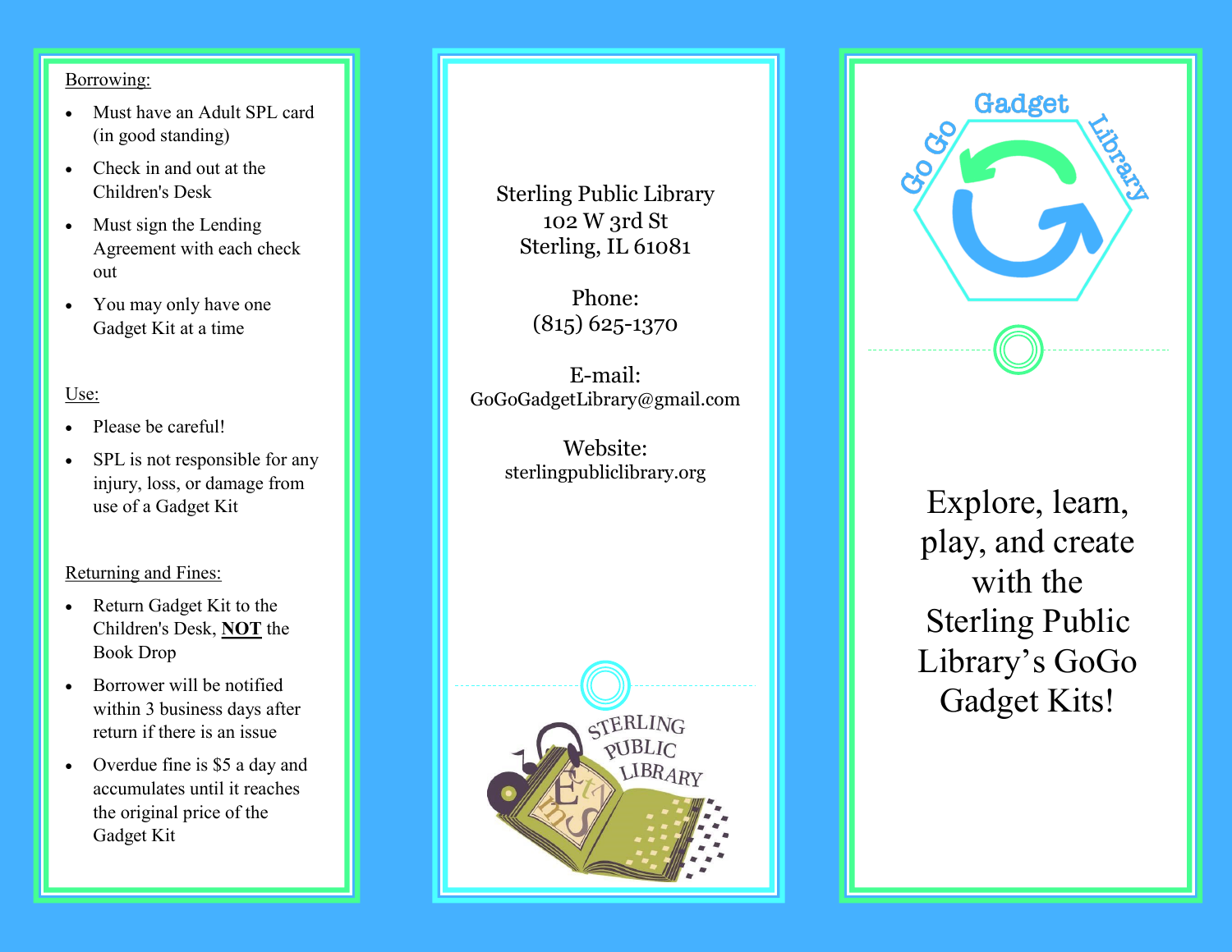Borrowing:

- Must have an Adult SPL card (in good standing)
- Check in and out at the Children's Desk
- Must sign the Lending Agreement with each check out
- You may only have one Gadget Kit at a time

Use:

- Please be careful!
- SPL is not responsible for any injury, loss, or damage from use of a Gadget Kit

Returning and Fines:

- Return Gadget Kit to the Children's Desk, **NOT** the Book Drop
- Borrower will be notified within 3 business days after return if there is an issue
- Overdue fine is $5 a day and accumulates until it reaches the original price of the Gadget Kit

Sterling Public Library
102 W 3rd St
Sterling, IL 61081

Phone:
(815) 625-1370

E-mail:
GoGoGadgetLibrary@gmail.com

Website:
sterlingpubliclibrary.org

Sterling Public Library

Go Go Gadget Library

# Explore, learn, play, and create with the Sterling Public Library's GoGo Gadget Kits!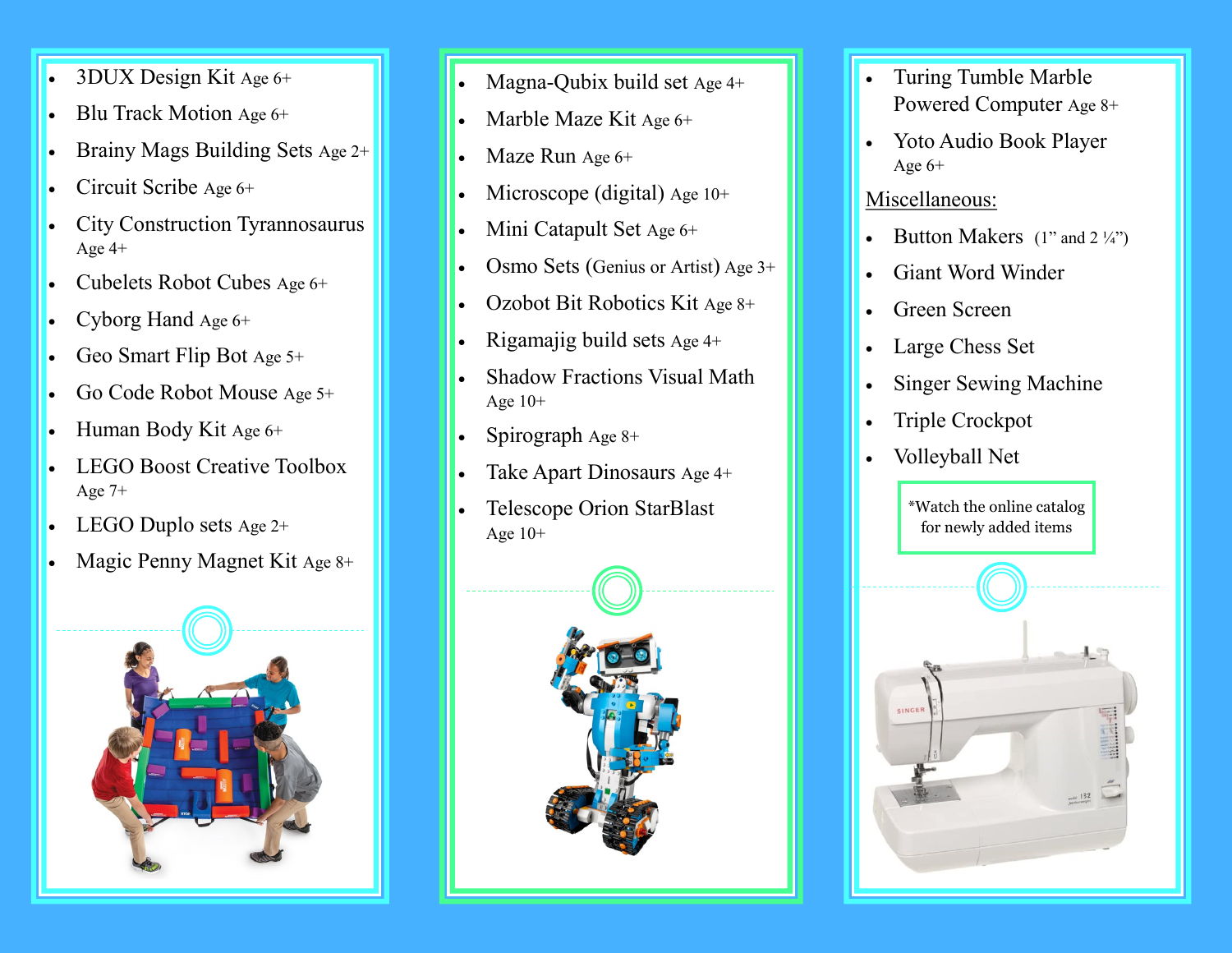- 3DUX Design Kit Age 6+
- Blu Track Motion Age 6+
- Brainy Mags Building Sets Age 2+
- Circuit Scribe Age 6+
- City Construction Tyrannosaurus Age 4+
- Cubelets Robot Cubes Age 6+
- Cyborg Hand Age 6+
- Geo Smart Flip Bot Age 5+
- Go Code Robot Mouse Age 5+
- Human Body Kit Age 6+
- LEGO Boost Creative Toolbox Age 7+
- LEGO Duplo sets Age 2+
- Magic Penny Magnet Kit Age 8+
- Magna-Qubix build set Age 4+
- Marble Maze Kit Age 6+
- Maze Run Age 6+
- Microscope (digital) Age 10+
- Mini Catapult Set Age 6+
- Osmo Sets (Genius or Artist) Age 3+
- Ozobot Bit Robotics Kit Age 8+
- Rigamajig build sets Age 4+
- Shadow Fractions Visual Math Age 10+
- Spirograph Age 8+
- Take Apart Dinosaurs Age 4+
- Telescope Orion StarBlast Age 10+
- Turing Tumble Marble Powered Computer Age 8+
- Yoto Audio Book Player Age 6+

Miscellaneous:

- Button Makers (1" and 2 ¼")
- Giant Word Winder
- Green Screen
- Large Chess Set
- Singer Sewing Machine
- Triple Crockpot
- Volleyball Net

*Watch the online catalog for newly added items